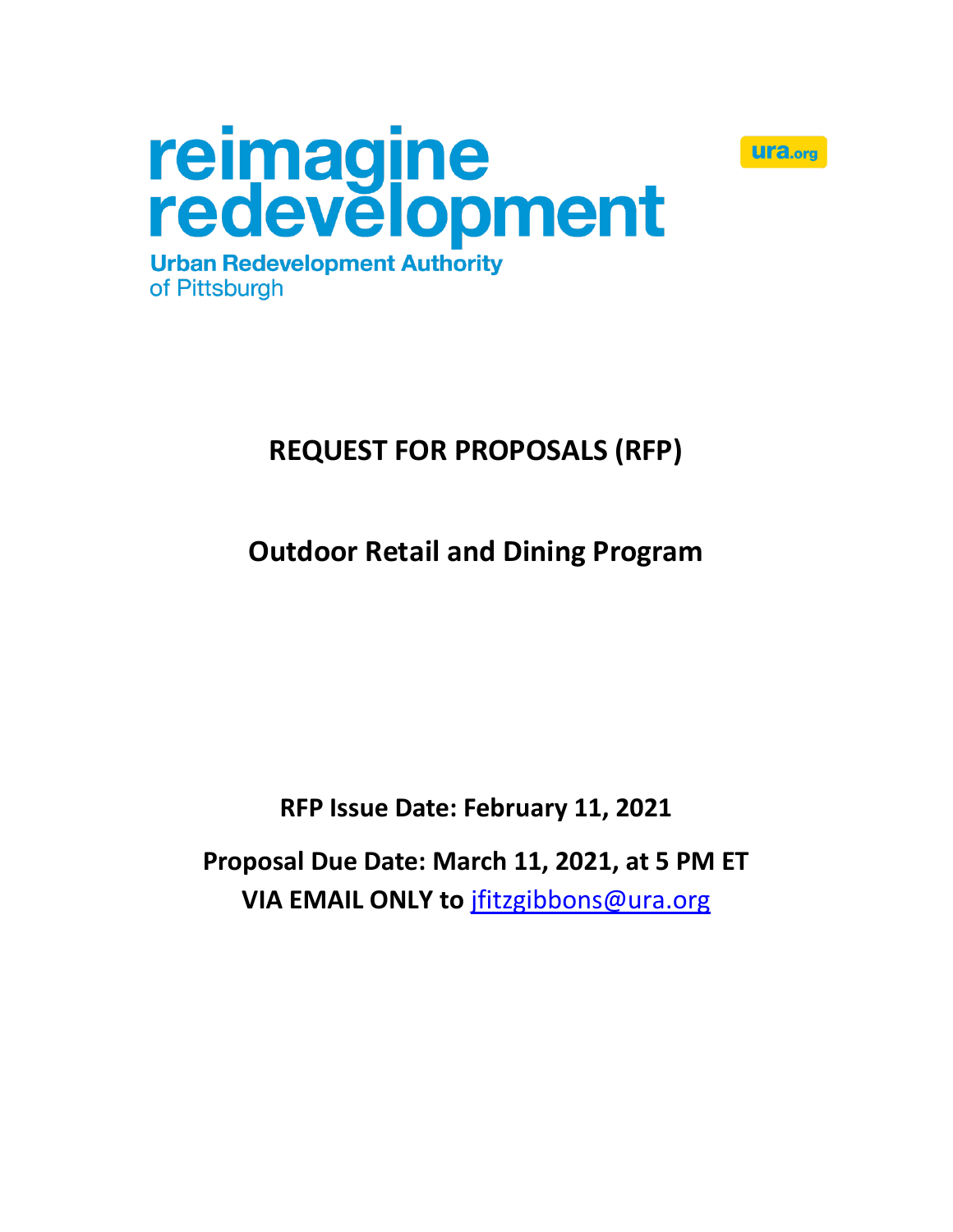reimagine redevelopment

Urban Redevelopment Authority of Pittsburgh

ura.org

# REQUEST FOR PROPOSALS (RFP)

## Outdoor Retail and Dining Program

**RFP Issue Date: February 11, 2021**

**Proposal Due Date: March 11, 2021, at 5 PM ET**
**VIA EMAIL ONLY to jfitzgibbons@ura.org**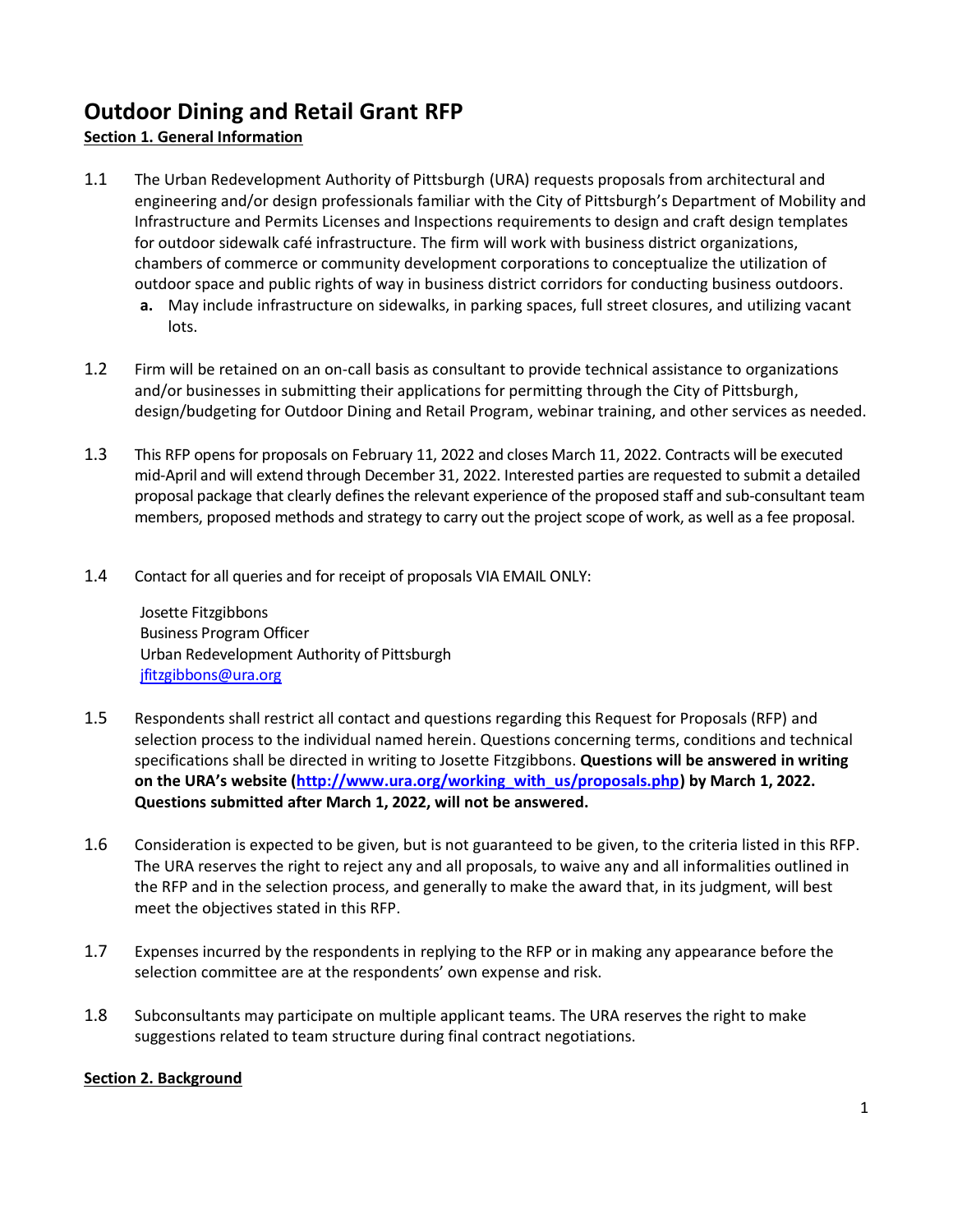# Outdoor Dining and Retail Grant RFP

## Section 1. General Information

1.1 The Urban Redevelopment Authority of Pittsburgh (URA) requests proposals from architectural and engineering and/or design professionals familiar with the City of Pittsburgh's Department of Mobility and Infrastructure and Permits Licenses and Inspections requirements to design and craft design templates for outdoor sidewalk café infrastructure. The firm will work with business district organizations, chambers of commerce or community development corporations to conceptualize the utilization of outdoor space and public rights of way in business district corridors for conducting business outdoors.

   a. May include infrastructure on sidewalks, in parking spaces, full street closures, and utilizing vacant lots.

1.2 Firm will be retained on an on-call basis as consultant to provide technical assistance to organizations and/or businesses in submitting their applications for permitting through the City of Pittsburgh, design/budgeting for Outdoor Dining and Retail Program, webinar training, and other services as needed.

1.3 This RFP opens for proposals on February 11, 2022 and closes March 11, 2022. Contracts will be executed mid-April and will extend through December 31, 2022. Interested parties are requested to submit a detailed proposal package that clearly defines the relevant experience of the proposed staff and sub-consultant team members, proposed methods and strategy to carry out the project scope of work, as well as a fee proposal.

1.4 Contact for all queries and for receipt of proposals VIA EMAIL ONLY:

Josette Fitzgibbons
Business Program Officer
Urban Redevelopment Authority of Pittsburgh
jfitzgibbons@ura.org

1.5 Respondents shall restrict all contact and questions regarding this Request for Proposals (RFP) and selection process to the individual named herein. Questions concerning terms, conditions and technical specifications shall be directed in writing to Josette Fitzgibbons. **Questions will be answered in writing on the URA's website (http://www.ura.org/working_with_us/proposals.php) by March 1, 2022. Questions submitted after March 1, 2022, will not be answered.**

1.6 Consideration is expected to be given, but is not guaranteed to be given, to the criteria listed in this RFP. The URA reserves the right to reject any and all proposals, to waive any and all informalities outlined in the RFP and in the selection process, and generally to make the award that, in its judgment, will best meet the objectives stated in this RFP.

1.7 Expenses incurred by the respondents in replying to the RFP or in making any appearance before the selection committee are at the respondents' own expense and risk.

1.8 Subconsultants may participate on multiple applicant teams. The URA reserves the right to make suggestions related to team structure during final contract negotiations.

## Section 2. Background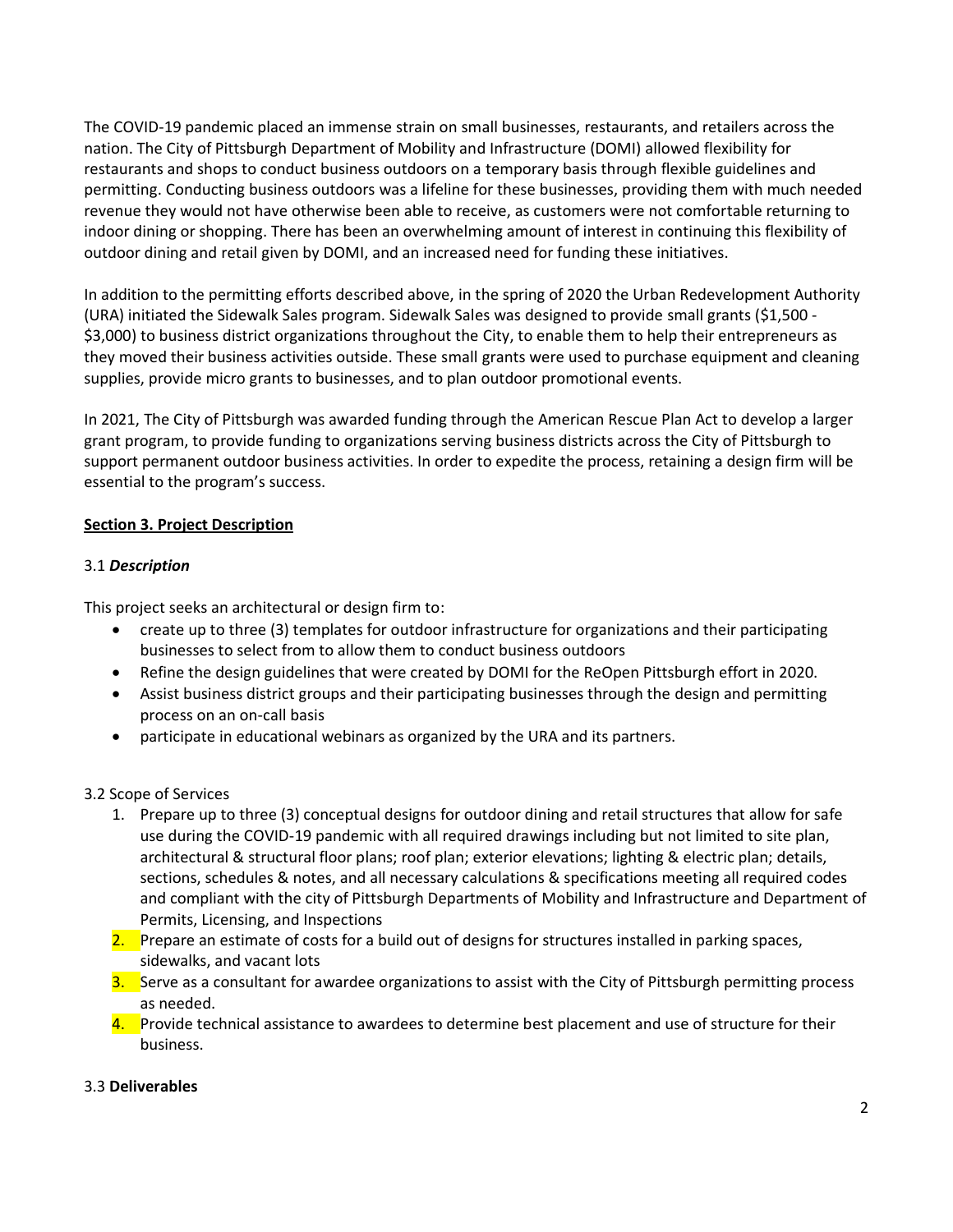The COVID-19 pandemic placed an immense strain on small businesses, restaurants, and retailers across the nation. The City of Pittsburgh Department of Mobility and Infrastructure (DOMI) allowed flexibility for restaurants and shops to conduct business outdoors on a temporary basis through flexible guidelines and permitting. Conducting business outdoors was a lifeline for these businesses, providing them with much needed revenue they would not have otherwise been able to receive, as customers were not comfortable returning to indoor dining or shopping. There has been an overwhelming amount of interest in continuing this flexibility of outdoor dining and retail given by DOMI, and an increased need for funding these initiatives.

In addition to the permitting efforts described above, in the spring of 2020 the Urban Redevelopment Authority (URA) initiated the Sidewalk Sales program. Sidewalk Sales was designed to provide small grants ($1,500 - $3,000) to business district organizations throughout the City, to enable them to help their entrepreneurs as they moved their business activities outside. These small grants were used to purchase equipment and cleaning supplies, provide micro grants to businesses, and to plan outdoor promotional events.

In 2021, The City of Pittsburgh was awarded funding through the American Rescue Plan Act to develop a larger grant program, to provide funding to organizations serving business districts across the City of Pittsburgh to support permanent outdoor business activities. In order to expedite the process, retaining a design firm will be essential to the program's success.

## Section 3. Project Description

### 3.1 *Description*

This project seeks an architectural or design firm to:

- create up to three (3) templates for outdoor infrastructure for organizations and their participating businesses to select from to allow them to conduct business outdoors
- Refine the design guidelines that were created by DOMI for the ReOpen Pittsburgh effort in 2020.
- Assist business district groups and their participating businesses through the design and permitting process on an on-call basis
- participate in educational webinars as organized by the URA and its partners.

### 3.2 Scope of Services

1. Prepare up to three (3) conceptual designs for outdoor dining and retail structures that allow for safe use during the COVID-19 pandemic with all required drawings including but not limited to site plan, architectural & structural floor plans; roof plan; exterior elevations; lighting & electric plan; details, sections, schedules & notes, and all necessary calculations & specifications meeting all required codes and compliant with the city of Pittsburgh Departments of Mobility and Infrastructure and Department of Permits, Licensing, and Inspections
2. Prepare an estimate of costs for a build out of designs for structures installed in parking spaces, sidewalks, and vacant lots
3. Serve as a consultant for awardee organizations to assist with the City of Pittsburgh permitting process as needed.
4. Provide technical assistance to awardees to determine best placement and use of structure for their business.

### 3.3 **Deliverables**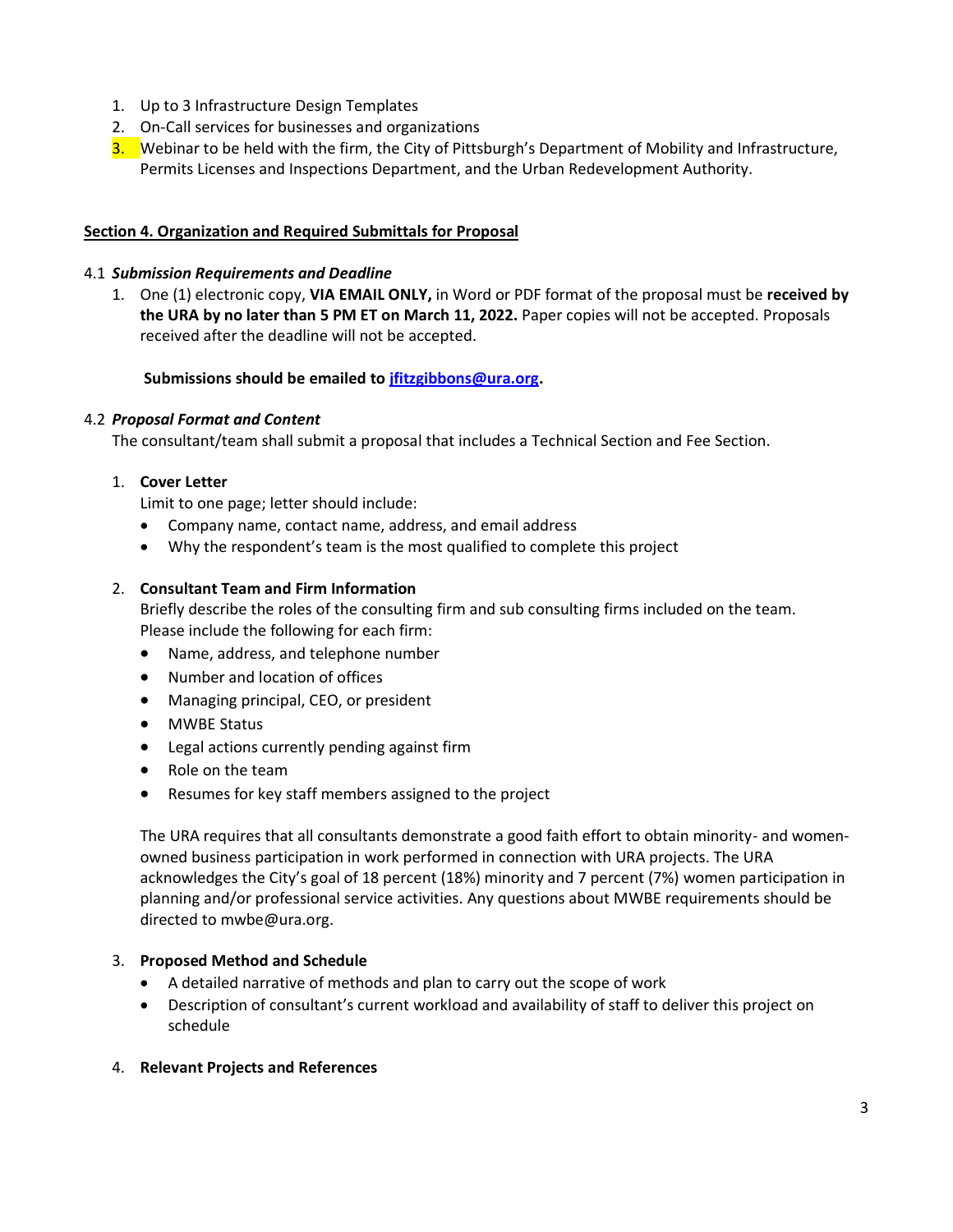1. Up to 3 Infrastructure Design Templates
2. On-Call services for businesses and organizations
3. Webinar to be held with the firm, the City of Pittsburgh's Department of Mobility and Infrastructure, Permits Licenses and Inspections Department, and the Urban Redevelopment Authority.

## Section 4. Organization and Required Submittals for Proposal

### 4.1 *Submission Requirements and Deadline*

1. One (1) electronic copy, **VIA EMAIL ONLY,** in Word or PDF format of the proposal must be **received by the URA by no later than 5 PM ET on March 11, 2022.** Paper copies will not be accepted. Proposals received after the deadline will not be accepted.

   **Submissions should be emailed to [jfitzgibbons@ura.org](mailto:jfitzgibbons@ura.org).**

### 4.2 *Proposal Format and Content*

The consultant/team shall submit a proposal that includes a Technical Section and Fee Section.

1. **Cover Letter**
   Limit to one page; letter should include:
   - Company name, contact name, address, and email address
   - Why the respondent's team is the most qualified to complete this project

2. **Consultant Team and Firm Information**
   Briefly describe the roles of the consulting firm and sub consulting firms included on the team. Please include the following for each firm:
   - Name, address, and telephone number
   - Number and location of offices
   - Managing principal, CEO, or president
   - MWBE Status
   - Legal actions currently pending against firm
   - Role on the team
   - Resumes for key staff members assigned to the project

   The URA requires that all consultants demonstrate a good faith effort to obtain minority- and women-owned business participation in work performed in connection with URA projects. The URA acknowledges the City's goal of 18 percent (18%) minority and 7 percent (7%) women participation in planning and/or professional service activities. Any questions about MWBE requirements should be directed to mwbe@ura.org.

3. **Proposed Method and Schedule**
   - A detailed narrative of methods and plan to carry out the scope of work
   - Description of consultant's current workload and availability of staff to deliver this project on schedule

4. **Relevant Projects and References**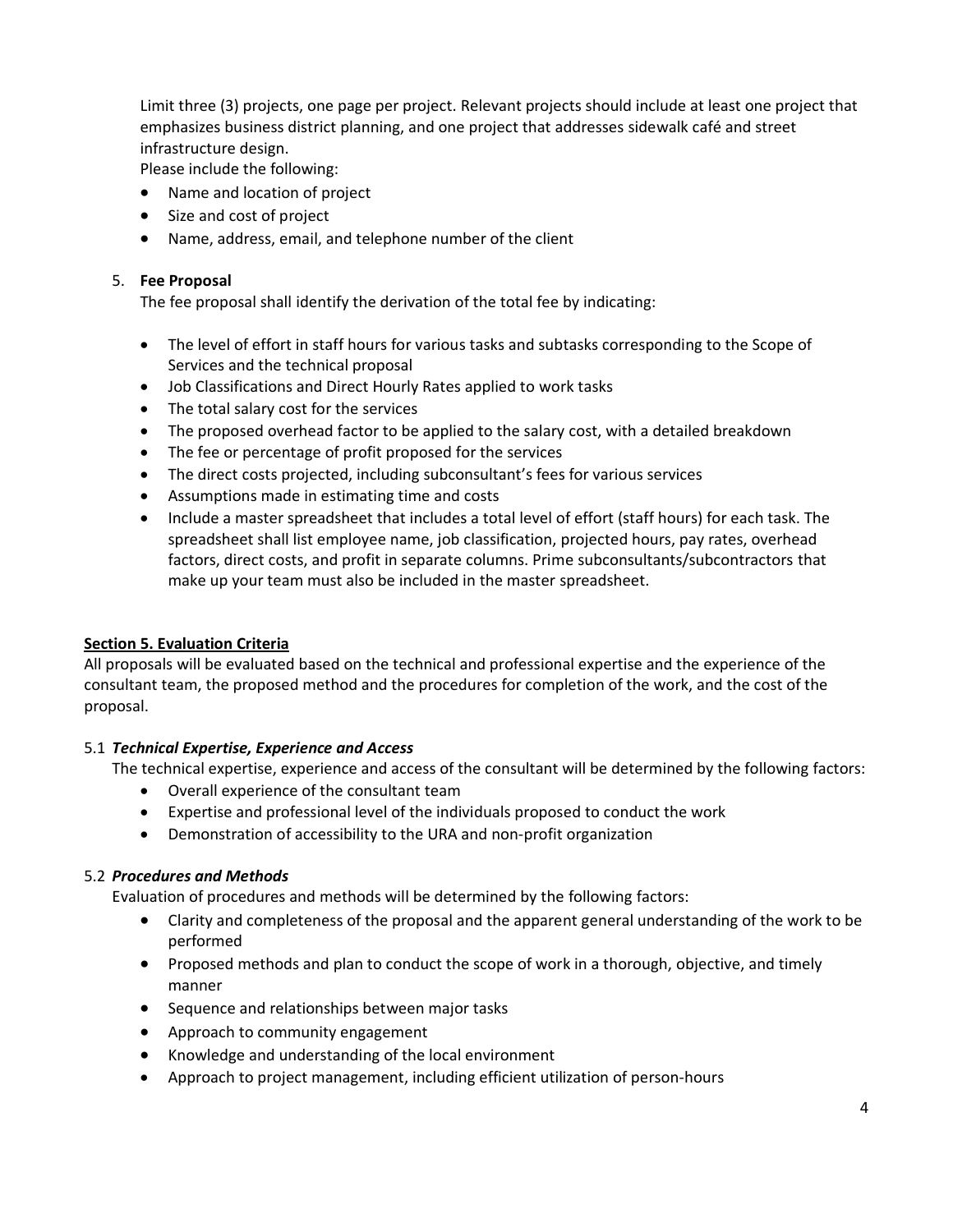Limit three (3) projects, one page per project. Relevant projects should include at least one project that emphasizes business district planning, and one project that addresses sidewalk café and street infrastructure design.

Please include the following:

- Name and location of project
- Size and cost of project
- Name, address, email, and telephone number of the client

5. **Fee Proposal**

   The fee proposal shall identify the derivation of the total fee by indicating:

   - The level of effort in staff hours for various tasks and subtasks corresponding to the Scope of Services and the technical proposal
   - Job Classifications and Direct Hourly Rates applied to work tasks
   - The total salary cost for the services
   - The proposed overhead factor to be applied to the salary cost, with a detailed breakdown
   - The fee or percentage of profit proposed for the services
   - The direct costs projected, including subconsultant's fees for various services
   - Assumptions made in estimating time and costs
   - Include a master spreadsheet that includes a total level of effort (staff hours) for each task. The spreadsheet shall list employee name, job classification, projected hours, pay rates, overhead factors, direct costs, and profit in separate columns. Prime subconsultants/subcontractors that make up your team must also be included in the master spreadsheet.

## Section 5. Evaluation Criteria

All proposals will be evaluated based on the technical and professional expertise and the experience of the consultant team, the proposed method and the procedures for completion of the work, and the cost of the proposal.

### 5.1 *Technical Expertise, Experience and Access*

The technical expertise, experience and access of the consultant will be determined by the following factors:

- Overall experience of the consultant team
- Expertise and professional level of the individuals proposed to conduct the work
- Demonstration of accessibility to the URA and non-profit organization

### 5.2 *Procedures and Methods*

Evaluation of procedures and methods will be determined by the following factors:

- Clarity and completeness of the proposal and the apparent general understanding of the work to be performed
- Proposed methods and plan to conduct the scope of work in a thorough, objective, and timely manner
- Sequence and relationships between major tasks
- Approach to community engagement
- Knowledge and understanding of the local environment
- Approach to project management, including efficient utilization of person-hours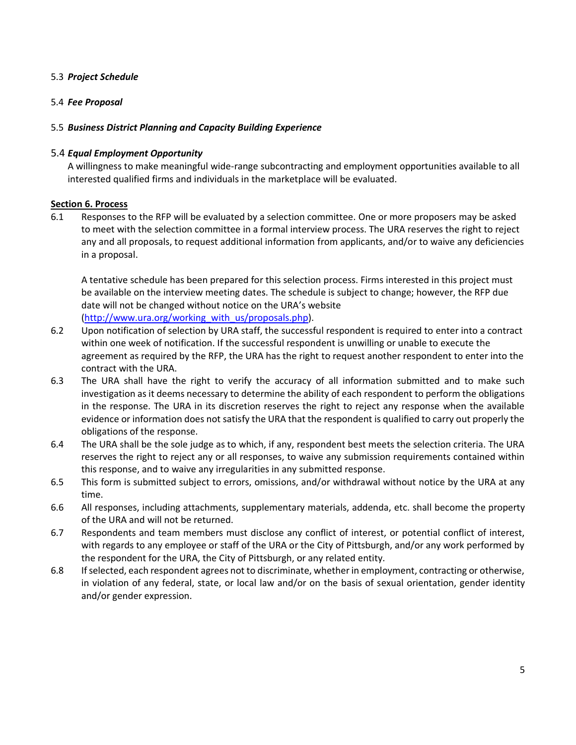5.3 ***Project Schedule***

5.4 ***Fee Proposal***

5.5 ***Business District Planning and Capacity Building Experience***

5.4 ***Equal Employment Opportunity***

A willingness to make meaningful wide-range subcontracting and employment opportunities available to all interested qualified firms and individuals in the marketplace will be evaluated.

**Section 6. Process**

6.1 Responses to the RFP will be evaluated by a selection committee. One or more proposers may be asked to meet with the selection committee in a formal interview process. The URA reserves the right to reject any and all proposals, to request additional information from applicants, and/or to waive any deficiencies in a proposal.

A tentative schedule has been prepared for this selection process. Firms interested in this project must be available on the interview meeting dates. The schedule is subject to change; however, the RFP due date will not be changed without notice on the URA's website (http://www.ura.org/working_with_us/proposals.php).

6.2 Upon notification of selection by URA staff, the successful respondent is required to enter into a contract within one week of notification. If the successful respondent is unwilling or unable to execute the agreement as required by the RFP, the URA has the right to request another respondent to enter into the contract with the URA.

6.3 The URA shall have the right to verify the accuracy of all information submitted and to make such investigation as it deems necessary to determine the ability of each respondent to perform the obligations in the response. The URA in its discretion reserves the right to reject any response when the available evidence or information does not satisfy the URA that the respondent is qualified to carry out properly the obligations of the response.

6.4 The URA shall be the sole judge as to which, if any, respondent best meets the selection criteria. The URA reserves the right to reject any or all responses, to waive any submission requirements contained within this response, and to waive any irregularities in any submitted response.

6.5 This form is submitted subject to errors, omissions, and/or withdrawal without notice by the URA at any time.

6.6 All responses, including attachments, supplementary materials, addenda, etc. shall become the property of the URA and will not be returned.

6.7 Respondents and team members must disclose any conflict of interest, or potential conflict of interest, with regards to any employee or staff of the URA or the City of Pittsburgh, and/or any work performed by the respondent for the URA, the City of Pittsburgh, or any related entity.

6.8 If selected, each respondent agrees not to discriminate, whether in employment, contracting or otherwise, in violation of any federal, state, or local law and/or on the basis of sexual orientation, gender identity and/or gender expression.